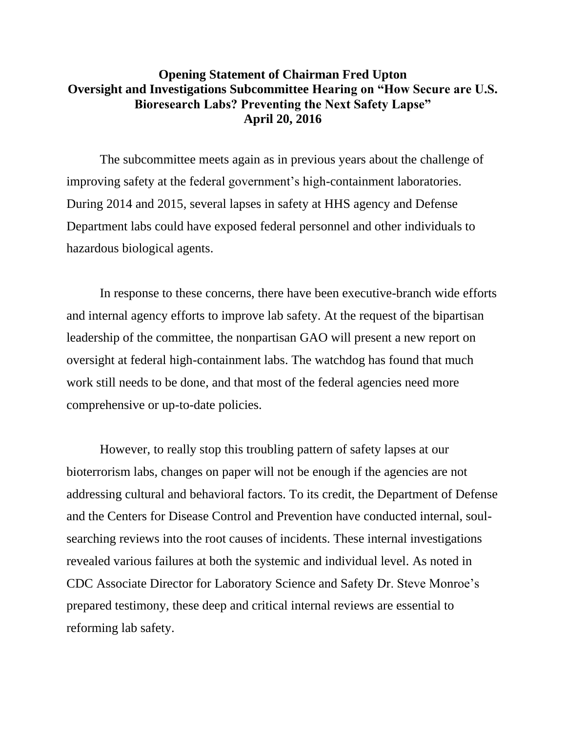# Opening Statement of Chairman Fred Upton
## Oversight and Investigations Subcommittee Hearing on "How Secure are U.S. Bioresearch Labs? Preventing the Next Safety Lapse"
### April 20, 2016

The subcommittee meets again as in previous years about the challenge of improving safety at the federal government's high-containment laboratories. During 2014 and 2015, several lapses in safety at HHS agency and Defense Department labs could have exposed federal personnel and other individuals to hazardous biological agents.

In response to these concerns, there have been executive-branch wide efforts and internal agency efforts to improve lab safety. At the request of the bipartisan leadership of the committee, the nonpartisan GAO will present a new report on oversight at federal high-containment labs. The watchdog has found that much work still needs to be done, and that most of the federal agencies need more comprehensive or up-to-date policies.

However, to really stop this troubling pattern of safety lapses at our bioterrorism labs, changes on paper will not be enough if the agencies are not addressing cultural and behavioral factors. To its credit, the Department of Defense and the Centers for Disease Control and Prevention have conducted internal, soul-searching reviews into the root causes of incidents. These internal investigations revealed various failures at both the systemic and individual level. As noted in CDC Associate Director for Laboratory Science and Safety Dr. Steve Monroe's prepared testimony, these deep and critical internal reviews are essential to reforming lab safety.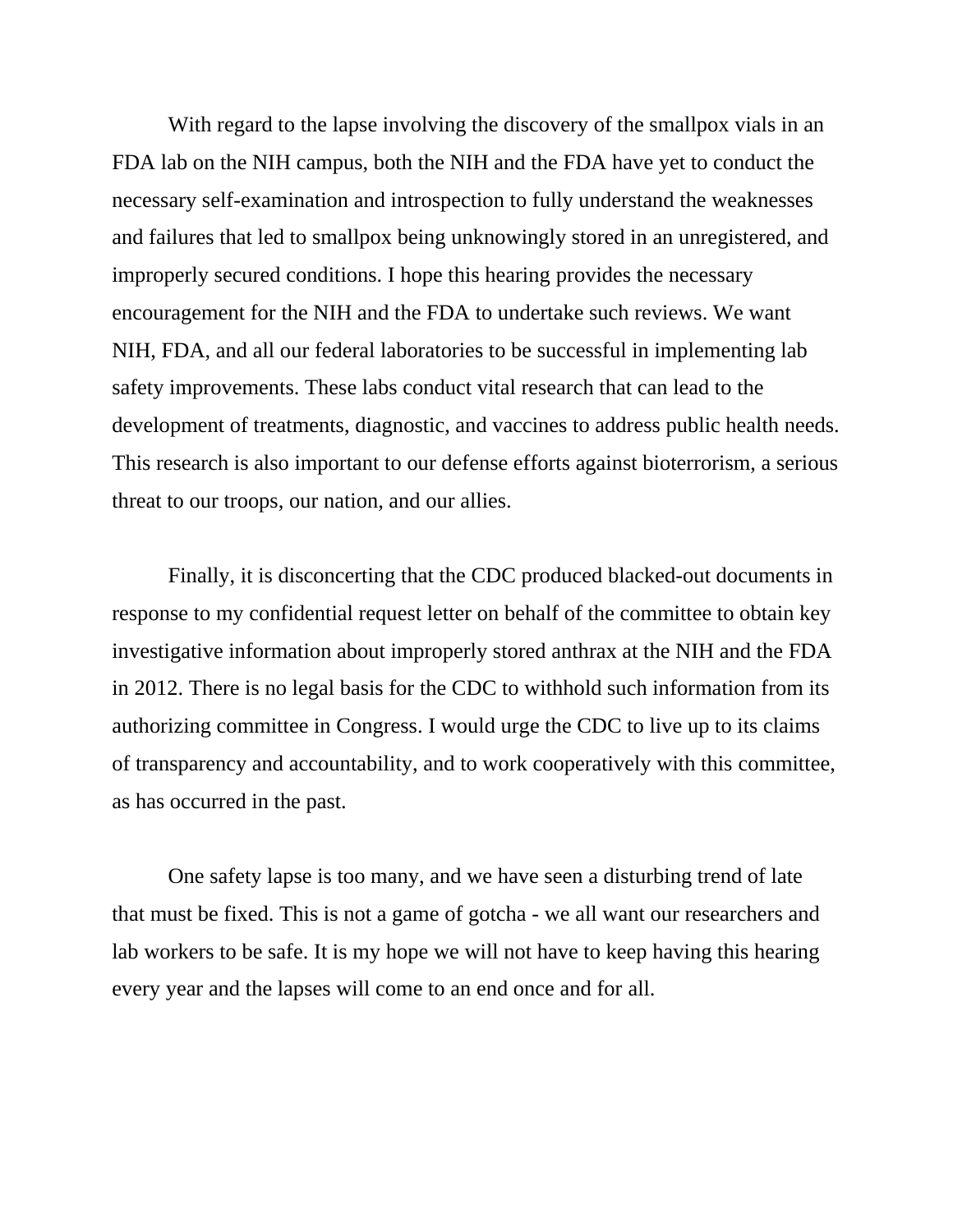With regard to the lapse involving the discovery of the smallpox vials in an FDA lab on the NIH campus, both the NIH and the FDA have yet to conduct the necessary self-examination and introspection to fully understand the weaknesses and failures that led to smallpox being unknowingly stored in an unregistered, and improperly secured conditions. I hope this hearing provides the necessary encouragement for the NIH and the FDA to undertake such reviews. We want NIH, FDA, and all our federal laboratories to be successful in implementing lab safety improvements. These labs conduct vital research that can lead to the development of treatments, diagnostic, and vaccines to address public health needs. This research is also important to our defense efforts against bioterrorism, a serious threat to our troops, our nation, and our allies.

Finally, it is disconcerting that the CDC produced blacked-out documents in response to my confidential request letter on behalf of the committee to obtain key investigative information about improperly stored anthrax at the NIH and the FDA in 2012. There is no legal basis for the CDC to withhold such information from its authorizing committee in Congress. I would urge the CDC to live up to its claims of transparency and accountability, and to work cooperatively with this committee, as has occurred in the past.

One safety lapse is too many, and we have seen a disturbing trend of late that must be fixed. This is not a game of gotcha - we all want our researchers and lab workers to be safe. It is my hope we will not have to keep having this hearing every year and the lapses will come to an end once and for all.